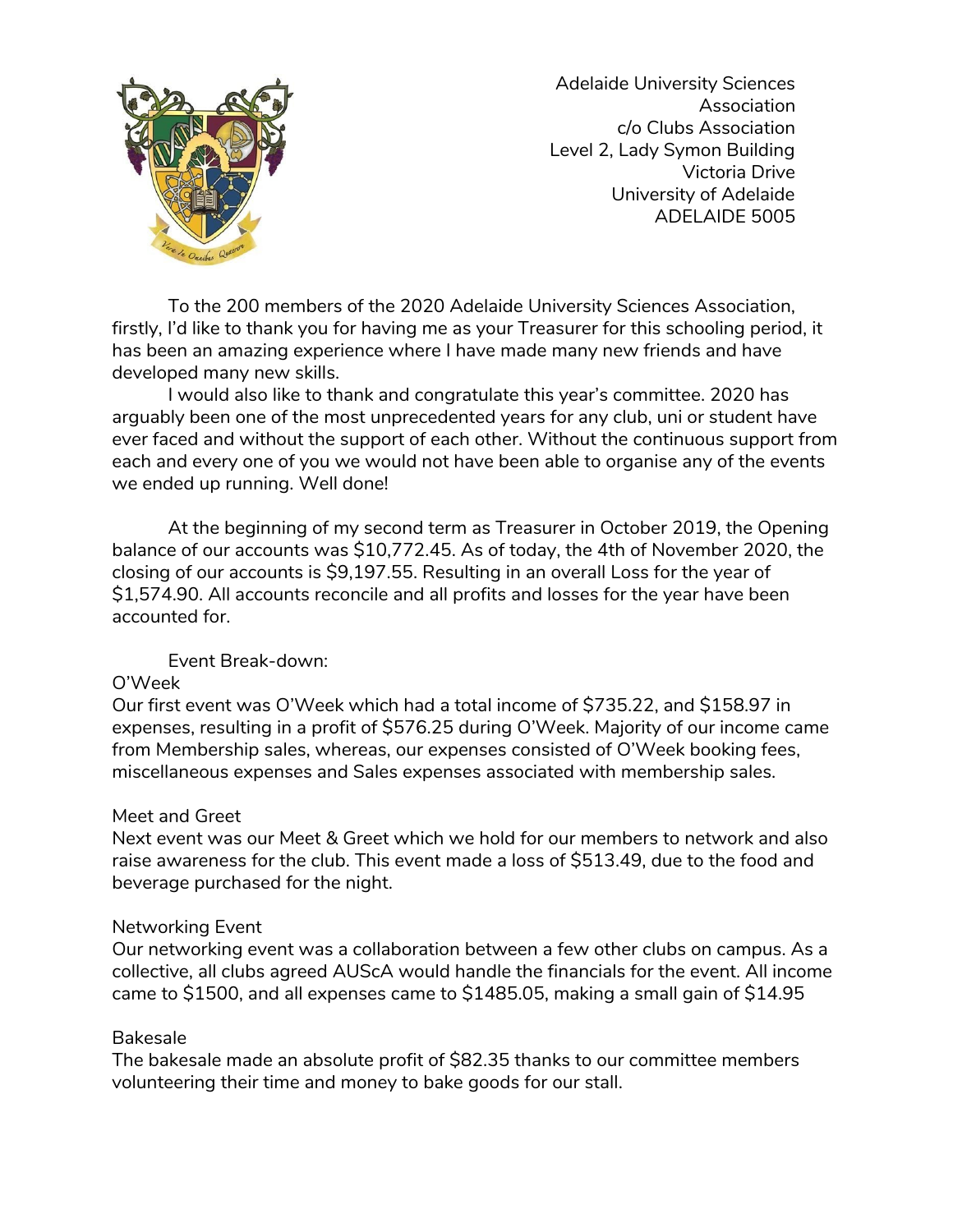Adelaide University Sciences Association
c/o Clubs Association
Level 2, Lady Symon Building
Victoria Drive
University of Adelaide
ADELAIDE 5005

To the 200 members of the 2020 Adelaide University Sciences Association, firstly, I'd like to thank you for having me as your Treasurer for this schooling period, it has been an amazing experience where I have made many new friends and have developed many new skills.

I would also like to thank and congratulate this year's committee. 2020 has arguably been one of the most unprecedented years for any club, uni or student have ever faced and without the support of each other. Without the continuous support from each and every one of you we would not have been able to organise any of the events we ended up running. Well done!

At the beginning of my second term as Treasurer in October 2019, the Opening balance of our accounts was $10,772.45. As of today, the 4th of November 2020, the closing of our accounts is $9,197.55. Resulting in an overall Loss for the year of $1,574.90. All accounts reconcile and all profits and losses for the year have been accounted for.

Event Break-down:

O'Week

Our first event was O'Week which had a total income of $735.22, and $158.97 in expenses, resulting in a profit of $576.25 during O'Week. Majority of our income came from Membership sales, whereas, our expenses consisted of O'Week booking fees, miscellaneous expenses and Sales expenses associated with membership sales.

Meet and Greet

Next event was our Meet & Greet which we hold for our members to network and also raise awareness for the club. This event made a loss of $513.49, due to the food and beverage purchased for the night.

Networking Event

Our networking event was a collaboration between a few other clubs on campus. As a collective, all clubs agreed AUScA would handle the financials for the event. All income came to $1500, and all expenses came to $1485.05, making a small gain of $14.95

Bakesale

The bakesale made an absolute profit of $82.35 thanks to our committee members volunteering their time and money to bake goods for our stall.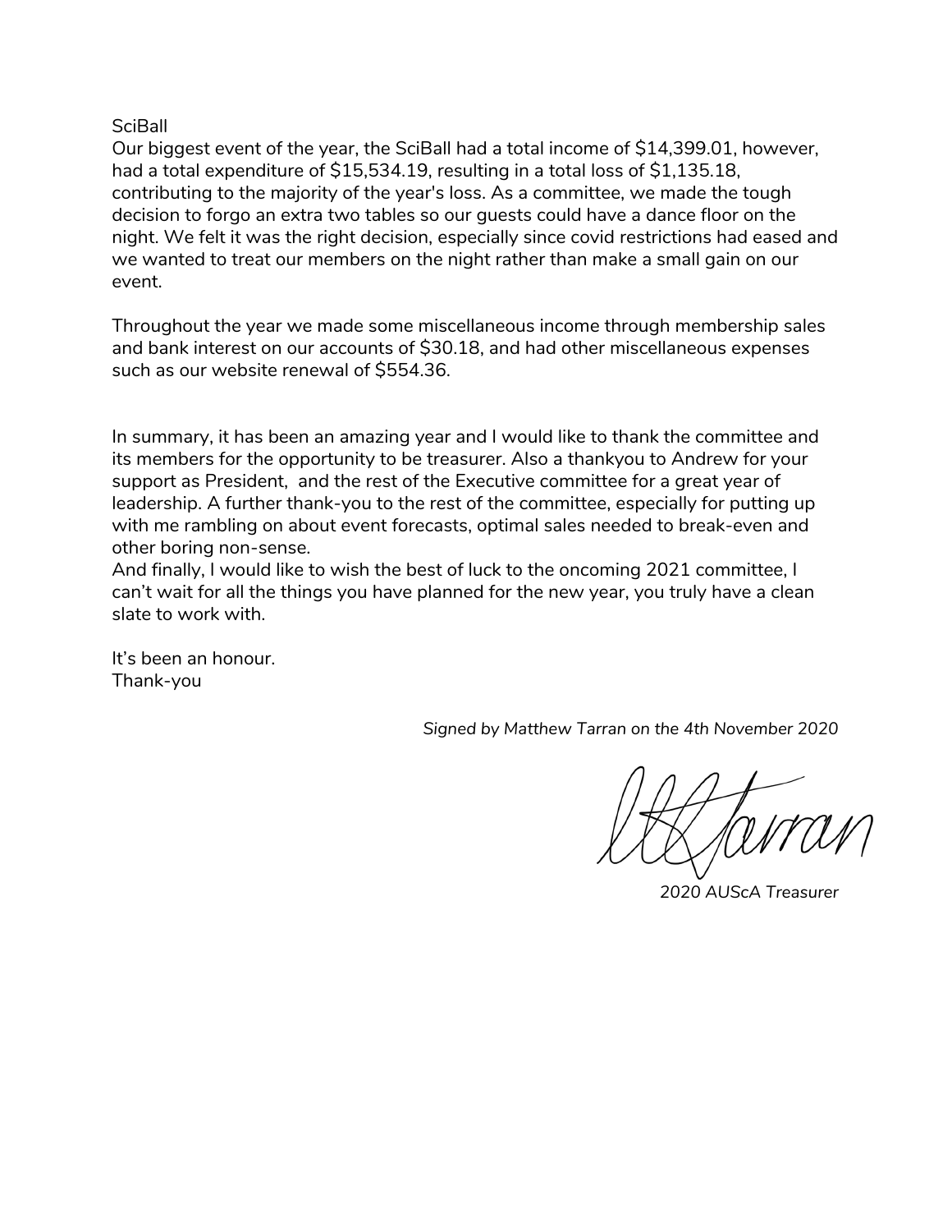SciBall

Our biggest event of the year, the SciBall had a total income of $14,399.01, however, had a total expenditure of $15,534.19, resulting in a total loss of $1,135.18, contributing to the majority of the year's loss. As a committee, we made the tough decision to forgo an extra two tables so our guests could have a dance floor on the night. We felt it was the right decision, especially since covid restrictions had eased and we wanted to treat our members on the night rather than make a small gain on our event.

Throughout the year we made some miscellaneous income through membership sales and bank interest on our accounts of $30.18, and had other miscellaneous expenses such as our website renewal of $554.36.

In summary, it has been an amazing year and I would like to thank the committee and its members for the opportunity to be treasurer. Also a thankyou to Andrew for your support as President,  and the rest of the Executive committee for a great year of leadership. A further thank-you to the rest of the committee, especially for putting up with me rambling on about event forecasts, optimal sales needed to break-even and other boring non-sense.
And finally, I would like to wish the best of luck to the oncoming 2021 committee, I can't wait for all the things you have planned for the new year, you truly have a clean slate to work with.

It's been an honour.
Thank-you

*Signed by Matthew Tarran on the 4th November 2020*

*2020 AUScA Treasurer*